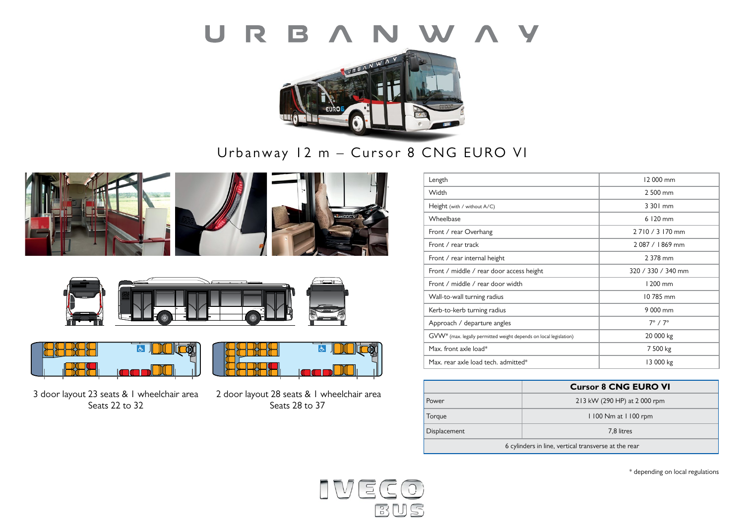# URBANWAY

## Urbanway 12 m – Cursor 8 CNG EURO VI

3 door layout 23 seats & 1 wheelchair area
Seats 22 to 32

2 door layout 28 seats & 1 wheelchair area
Seats 28 to 37

| | |
|---|---|
| Length | 12 000 mm |
| Width | 2 500 mm |
| Height (with / without A/C) | 3 301 mm |
| Wheelbase | 6 120 mm |
| Front / rear Overhang | 2 710 / 3 170 mm |
| Front / rear track | 2 087 / 1 869 mm |
| Front / rear internal height | 2 378 mm |
| Front / middle / rear door access height | 320 / 330 / 340 mm |
| Front / middle / rear door width | 1 200 mm |
| Wall-to-wall turning radius | 10 785 mm |
| Kerb-to-kerb turning radius | 9 000 mm |
| Approach / departure angles | 7° / 7° |
| GVW* (max. legally permitted weight depends on local legislation) | 20 000 kg |
| Max. front axle load* | 7 500 kg |
| Max. rear axle load tech. admitted* | 13 000 kg |

| | Cursor 8 CNG EURO VI |
|---|---|
| Power | 213 kW (290 HP) at 2 000 rpm |
| Torque | 1 100 Nm at 1 100 rpm |
| Displacement | 7,8 litres |
| 6 cylinders in line, vertical transverse at the rear | |

\* depending on local regulations

IVECO BUS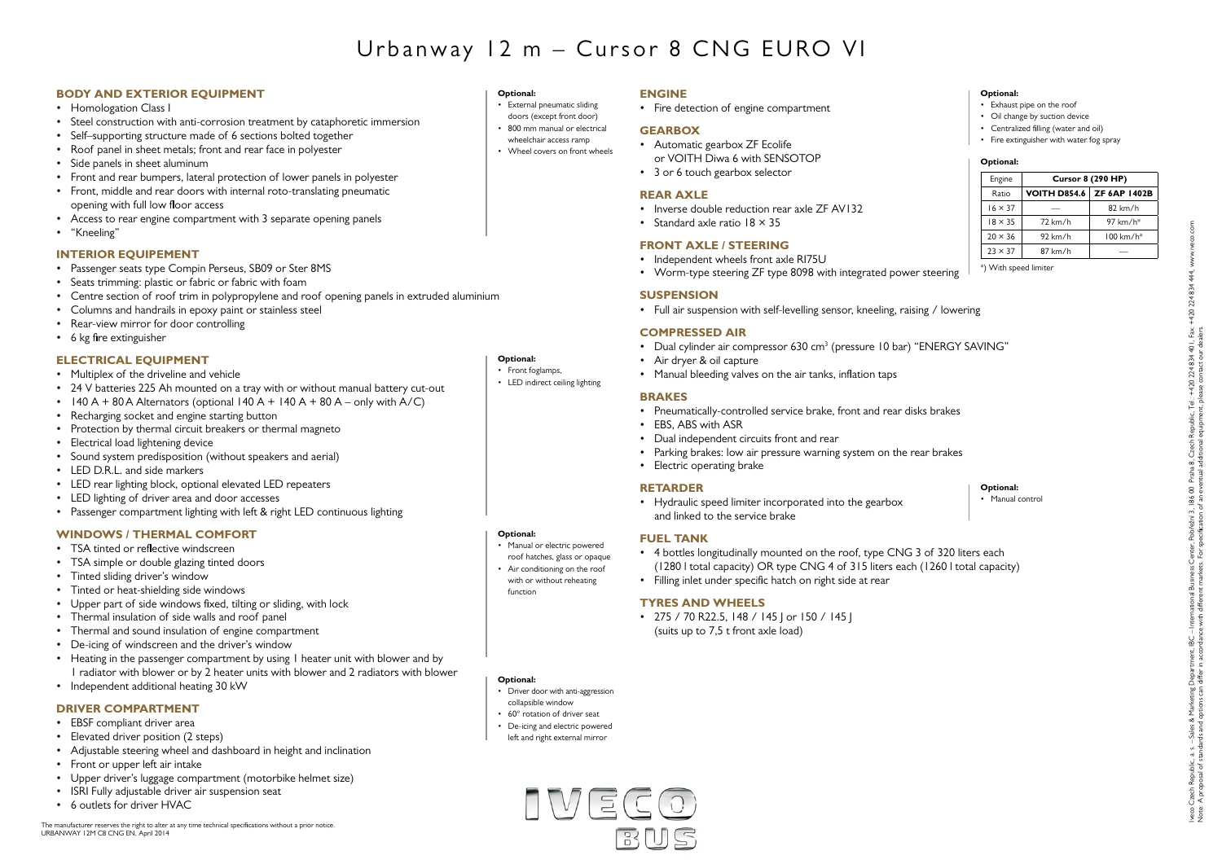# Urbanway 12 m – Cursor 8 CNG EURO VI

## BODY AND EXTERIOR EQUIPMENT

- Homologation Class I
- Steel construction with anti-corrosion treatment by cataphoretic immersion
- Self–supporting structure made of 6 sections bolted together
- Roof panel in sheet metals; front and rear face in polyester
- Side panels in sheet aluminum
- Front and rear bumpers, lateral protection of lower panels in polyester
- Front, middle and rear doors with internal roto-translating pneumatic opening with full low floor access
- Access to rear engine compartment with 3 separate opening panels
- "Kneeling"

**Optional:**

- External pneumatic sliding doors (except front door)
- 800 mm manual or electrical wheelchair access ramp
- Wheel covers on front wheels

## INTERIOR EQUIPEMENT

- Passenger seats type Compin Perseus, SB09 or Ster 8MS
- Seats trimming: plastic or fabric or fabric with foam
- Centre section of roof trim in polypropylene and roof opening panels in extruded aluminium
- Columns and handrails in epoxy paint or stainless steel
- Rear-view mirror for door controlling
- 6 kg fire extinguisher

## ELECTRICAL EQUIPMENT

- Multiplex of the driveline and vehicle
- 24 V batteries 225 Ah mounted on a tray with or without manual battery cut-out
- 140 A + 80 A Alternators (optional 140 A + 140 A + 80 A – only with A/C)
- Recharging socket and engine starting button
- Protection by thermal circuit breakers or thermal magneto
- Electrical load lightening device
- Sound system predisposition (without speakers and aerial)
- LED D.R.L. and side markers
- LED rear lighting block, optional elevated LED repeaters
- LED lighting of driver area and door accesses
- Passenger compartment lighting with left & right LED continuous lighting

**Optional:**

- Front foglamps,
- LED indirect ceiling lighting

## WINDOWS / THERMAL COMFORT

- TSA tinted or reflective windscreen
- TSA simple or double glazing tinted doors
- Tinted sliding driver's window
- Tinted or heat-shielding side windows
- Upper part of side windows fixed, tilting or sliding, with lock
- Thermal insulation of side walls and roof panel
- Thermal and sound insulation of engine compartment
- De-icing of windscreen and the driver's window
- Heating in the passenger compartment by using 1 heater unit with blower and by 1 radiator with blower or by 2 heater units with blower and 2 radiators with blower
- Independent additional heating 30 kW

**Optional:**

- Manual or electric powered roof hatches, glass or opaque
- Air conditioning on the roof with or without reheating function

## DRIVER COMPARTMENT

- EBSF compliant driver area
- Elevated driver position (2 steps)
- Adjustable steering wheel and dashboard in height and inclination
- Front or upper left air intake
- Upper driver's luggage compartment (motorbike helmet size)
- ISRI Fully adjustable driver air suspension seat
- 6 outlets for driver HVAC

**Optional:**

- Driver door with anti-aggression collapsible window
- 60° rotation of driver seat
- De-icing and electric powered left and right external mirror

## ENGINE

- Fire detection of engine compartment

**Optional:**

- Exhaust pipe on the roof
- Oil change by suction device
- Centralized filling (water and oil)
- Fire extinguisher with water fog spray

## GEARBOX

- Automatic gearbox ZF Ecolife or VOITH Diwa 6 with SENSOTOP
- 3 or 6 touch gearbox selector

## REAR AXLE

- Inverse double reduction rear axle ZF AV132
- Standard axle ratio 18 × 35

**Optional:**

| Engine | Cursor 8 (290 HP) | |
|---|---|---|
| Ratio | VOITH D854.6 | ZF 6AP 1402B |
| 16 × 37 | — | 82 km/h |
| 18 × 35 | 72 km/h | 97 km/h* |
| 20 × 36 | 92 km/h | 100 km/h* |
| 23 × 37 | 87 km/h | — |

*) With speed limiter

## FRONT AXLE / STEERING

- Independent wheels front axle RI75U
- Worm-type steering ZF type 8098 with integrated power steering

## SUSPENSION

- Full air suspension with self-levelling sensor, kneeling, raising / lowering

## COMPRESSED AIR

- Dual cylinder air compressor 630 $cm^3$ (pressure 10 bar) "ENERGY SAVING"
- Air dryer & oil capture
- Manual bleeding valves on the air tanks, inflation taps

## BRAKES

- Pneumatically-controlled service brake, front and rear disks brakes
- EBS, ABS with ASR
- Dual independent circuits front and rear
- Parking brakes: low air pressure warning system on the rear brakes
- Electric operating brake

## RETARDER

- Hydraulic speed limiter incorporated into the gearbox and linked to the service brake

**Optional:**

- Manual control

## FUEL TANK

- 4 bottles longitudinally mounted on the roof, type CNG 3 of 320 liters each (1280 l total capacity) OR type CNG 4 of 315 liters each (1260 l total capacity)
- Filling inlet under specific hatch on right side at rear

## TYRES AND WHEELS

- 275 / 70 R22.5, 148 / 145 J or 150 / 145 J (suits up to 7,5 t front axle load)

The manufacturer reserves the right to alter at any time technical specifications without a prior notice.
URBANWAY 12M C8 CNG EN, April 2014

Iveco Czech Republic, a. s. – Sales & Marketing Department, IBC – International Business Center, Pobřežní 3, 186 00 Praha 8, Czech Republic, Tel.: +420 224 834 401, Fax: +420 224 834 444, www.iveco.com
Note: A proposal of standards and options can differ in accordance with different markets. For specification of an eventual additional equipment, please contact our dealers.